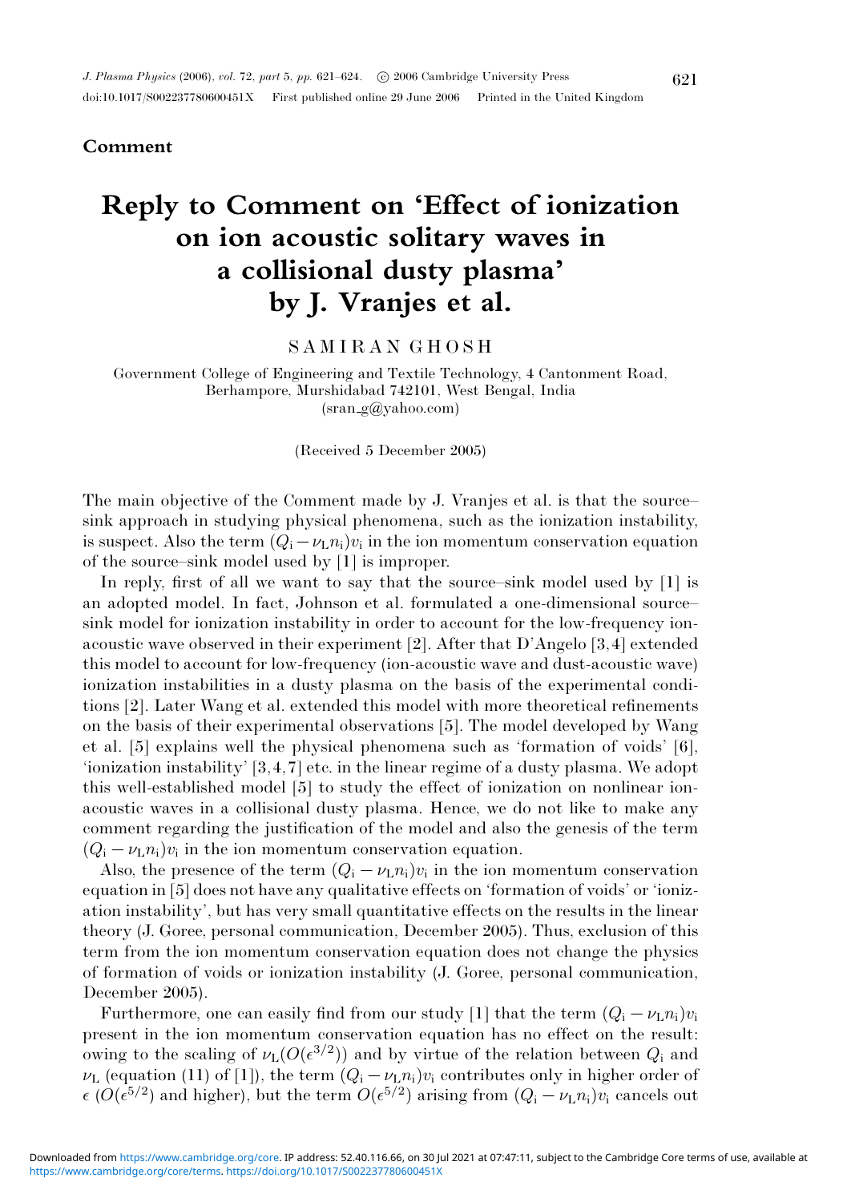**Comment**

# Reply to Comment on 'Effect of ionization on ion acoustic solitary waves in a collisional dusty plasma' by J. Vranjes et al.

SAMIRAN GHOSH

Government College of Engineering and Textile Technology, 4 Cantonment Road, Berhampore, Murshidabad 742101, West Bengal, India
(sran_g@yahoo.com)

(Received 5 December 2005)

The main objective of the Comment made by J. Vranjes et al. is that the source–sink approach in studying physical phenomena, such as the ionization instability, is suspect. Also the term $(Q_i - \nu_L n_i)v_i$ in the ion momentum conservation equation of the source–sink model used by [1] is improper.

In reply, first of all we want to say that the source–sink model used by [1] is an adopted model. In fact, Johnson et al. formulated a one-dimensional source–sink model for ionization instability in order to account for the low-frequency ion-acoustic wave observed in their experiment [2]. After that D'Angelo [3,4] extended this model to account for low-frequency (ion-acoustic wave and dust-acoustic wave) ionization instabilities in a dusty plasma on the basis of the experimental conditions [2]. Later Wang et al. extended this model with more theoretical refinements on the basis of their experimental observations [5]. The model developed by Wang et al. [5] explains well the physical phenomena such as 'formation of voids' [6], 'ionization instability' [3,4,7] etc. in the linear regime of a dusty plasma. We adopt this well-established model [5] to study the effect of ionization on nonlinear ion-acoustic waves in a collisional dusty plasma. Hence, we do not like to make any comment regarding the justification of the model and also the genesis of the term $(Q_i - \nu_L n_i)v_i$ in the ion momentum conservation equation.

Also, the presence of the term $(Q_i - \nu_L n_i)v_i$ in the ion momentum conservation equation in [5] does not have any qualitative effects on 'formation of voids' or 'ionization instability', but has very small quantitative effects on the results in the linear theory (J. Goree, personal communication, December 2005). Thus, exclusion of this term from the ion momentum conservation equation does not change the physics of formation of voids or ionization instability (J. Goree, personal communication, December 2005).

Furthermore, one can easily find from our study [1] that the term $(Q_i - \nu_L n_i)v_i$ present in the ion momentum conservation equation has no effect on the result: owing to the scaling of $\nu_L(O(\epsilon^{3/2}))$ and by virtue of the relation between $Q_i$ and $\nu_L$ (equation (11) of [1]), the term $(Q_i - \nu_L n_i)v_i$ contributes only in higher order of $\epsilon$ ($O(\epsilon^{5/2})$ and higher), but the term $O(\epsilon^{5/2})$ arising from $(Q_i - \nu_L n_i)v_i$ cancels out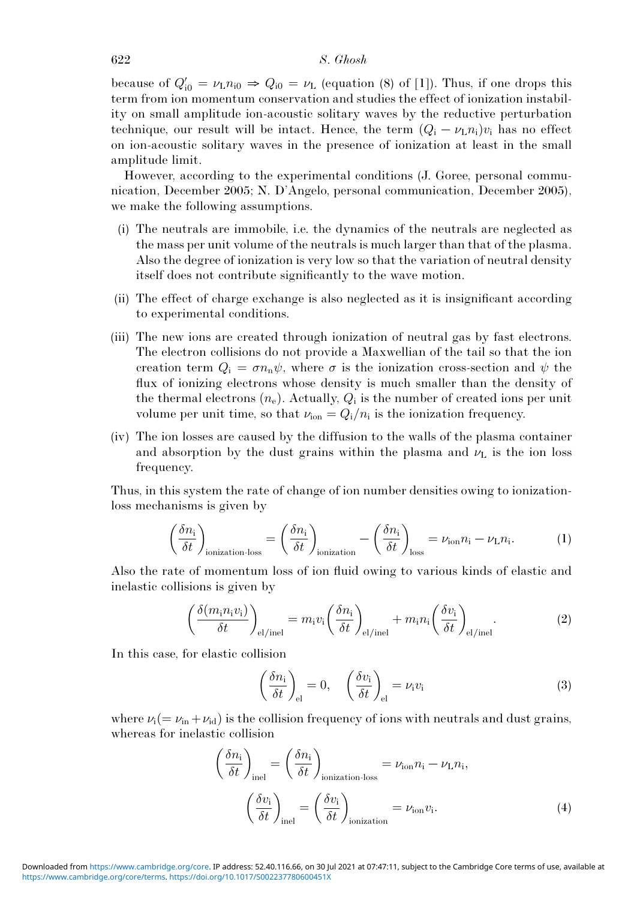because of $Q'_{i0} = \nu_L n_{i0} \Rightarrow Q_{i0} = \nu_L$ (equation (8) of [1]). Thus, if one drops this term from ion momentum conservation and studies the effect of ionization instability on small amplitude ion-acoustic solitary waves by the reductive perturbation technique, our result will be intact. Hence, the term $(Q_i - \nu_L n_i)v_i$ has no effect on ion-acoustic solitary waves in the presence of ionization at least in the small amplitude limit.

However, according to the experimental conditions (J. Goree, personal communication, December 2005; N. D'Angelo, personal communication, December 2005), we make the following assumptions.

(i) The neutrals are immobile, i.e. the dynamics of the neutrals are neglected as the mass per unit volume of the neutrals is much larger than that of the plasma. Also the degree of ionization is very low so that the variation of neutral density itself does not contribute significantly to the wave motion.

(ii) The effect of charge exchange is also neglected as it is insignificant according to experimental conditions.

(iii) The new ions are created through ionization of neutral gas by fast electrons. The electron collisions do not provide a Maxwellian of the tail so that the ion creation term $Q_i = \sigma n_n \psi$, where $\sigma$ is the ionization cross-section and $\psi$ the flux of ionizing electrons whose density is much smaller than the density of the thermal electrons ($n_e$). Actually, $Q_i$ is the number of created ions per unit volume per unit time, so that $\nu_{ion} = Q_i/n_i$ is the ionization frequency.

(iv) The ion losses are caused by the diffusion to the walls of the plasma container and absorption by the dust grains within the plasma and $\nu_L$ is the ion loss frequency.

Thus, in this system the rate of change of ion number densities owing to ionization-loss mechanisms is given by

$$\left(\frac{\delta n_i}{\delta t}\right)_{\text{ionization-loss}} = \left(\frac{\delta n_i}{\delta t}\right)_{\text{ionization}} - \left(\frac{\delta n_i}{\delta t}\right)_{\text{loss}} = \nu_{ion} n_i - \nu_L n_i. \tag{1}$$

Also the rate of momentum loss of ion fluid owing to various kinds of elastic and inelastic collisions is given by

$$\left(\frac{\delta(m_i n_i v_i)}{\delta t}\right)_{\text{el/inel}} = m_i v_i \left(\frac{\delta n_i}{\delta t}\right)_{\text{el/inel}} + m_i n_i \left(\frac{\delta v_i}{\delta t}\right)_{\text{el/inel}}. \tag{2}$$

In this case, for elastic collision

$$\left(\frac{\delta n_i}{\delta t}\right)_{\text{el}} = 0, \quad \left(\frac{\delta v_i}{\delta t}\right)_{\text{el}} = \nu_i v_i \tag{3}$$

where $\nu_i (= \nu_{in} + \nu_{id})$ is the collision frequency of ions with neutrals and dust grains, whereas for inelastic collision

$$\left(\frac{\delta n_i}{\delta t}\right)_{\text{inel}} = \left(\frac{\delta n_i}{\delta t}\right)_{\text{ionization-loss}} = \nu_{ion} n_i - \nu_L n_i,$$

$$\left(\frac{\delta v_i}{\delta t}\right)_{\text{inel}} = \left(\frac{\delta v_i}{\delta t}\right)_{\text{ionization}} = \nu_{ion} v_i. \tag{4}$$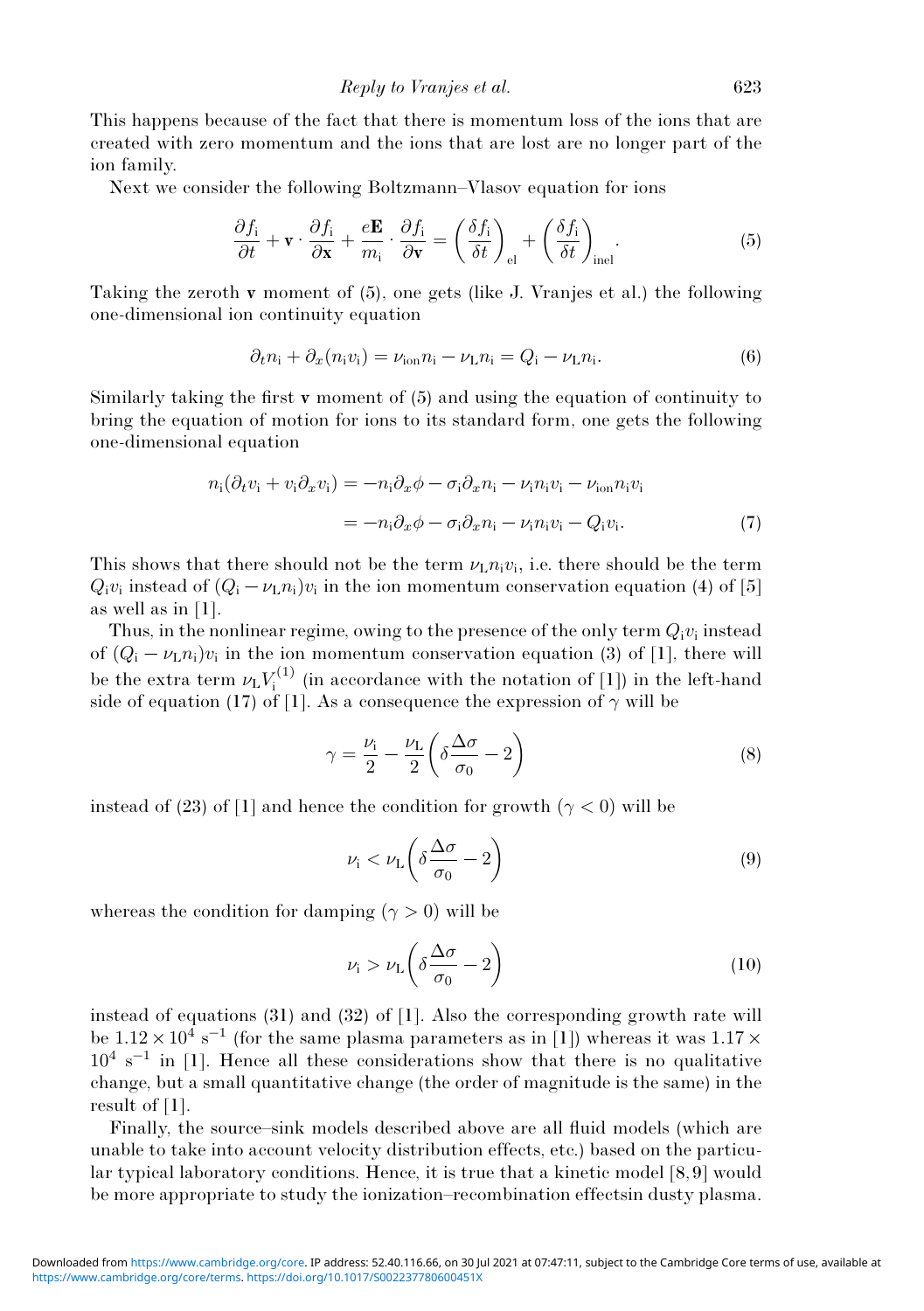This happens because of the fact that there is momentum loss of the ions that are created with zero momentum and the ions that are lost are no longer part of the ion family.

Next we consider the following Boltzmann–Vlasov equation for ions

$$\frac{\partial f_{\rm i}}{\partial t} + \mathbf{v} \cdot \frac{\partial f_{\rm i}}{\partial \mathbf{x}} + \frac{e\mathbf{E}}{m_{\rm i}} \cdot \frac{\partial f_{\rm i}}{\partial \mathbf{v}} = \left(\frac{\delta f_{\rm i}}{\delta t}\right)_{\rm el} + \left(\frac{\delta f_{\rm i}}{\delta t}\right)_{\rm inel}. \tag{5}$$

Taking the zeroth $\mathbf{v}$ moment of (5), one gets (like J. Vranjes et al.) the following one-dimensional ion continuity equation

$$\partial_t n_{\rm i} + \partial_x (n_{\rm i} v_{\rm i}) = \nu_{\rm ion} n_{\rm i} - \nu_{\rm L} n_{\rm i} = Q_{\rm i} - \nu_{\rm L} n_{\rm i}. \tag{6}$$

Similarly taking the first $\mathbf{v}$ moment of (5) and using the equation of continuity to bring the equation of motion for ions to its standard form, one gets the following one-dimensional equation

$$\begin{aligned} n_{\rm i}(\partial_t v_{\rm i} + v_{\rm i} \partial_x v_{\rm i}) &= -n_{\rm i} \partial_x \phi - \sigma_{\rm i} \partial_x n_{\rm i} - \nu_{\rm i} n_{\rm i} v_{\rm i} - \nu_{\rm ion} n_{\rm i} v_{\rm i} \\ &= -n_{\rm i} \partial_x \phi - \sigma_{\rm i} \partial_x n_{\rm i} - \nu_{\rm i} n_{\rm i} v_{\rm i} - Q_{\rm i} v_{\rm i}. \end{aligned} \tag{7}$$

This shows that there should not be the term $\nu_{\rm L} n_{\rm i} v_{\rm i}$, i.e. there should be the term $Q_{\rm i} v_{\rm i}$ instead of $(Q_{\rm i} - \nu_{\rm L} n_{\rm i}) v_{\rm i}$ in the ion momentum conservation equation (4) of [5] as well as in [1].

Thus, in the nonlinear regime, owing to the presence of the only term $Q_{\rm i} v_{\rm i}$ instead of $(Q_{\rm i} - \nu_{\rm L} n_{\rm i}) v_{\rm i}$ in the ion momentum conservation equation (3) of [1], there will be the extra term $\nu_{\rm L} V_{\rm i}^{(1)}$ (in accordance with the notation of [1]) in the left-hand side of equation (17) of [1]. As a consequence the expression of $\gamma$ will be

$$\gamma = \frac{\nu_{\rm i}}{2} - \frac{\nu_{\rm L}}{2}\left(\delta \frac{\Delta\sigma}{\sigma_0} - 2\right) \tag{8}$$

instead of (23) of [1] and hence the condition for growth ($\gamma < 0$) will be

$$\nu_{\rm i} < \nu_{\rm L}\left(\delta \frac{\Delta\sigma}{\sigma_0} - 2\right) \tag{9}$$

whereas the condition for damping ($\gamma > 0$) will be

$$\nu_{\rm i} > \nu_{\rm L}\left(\delta \frac{\Delta\sigma}{\sigma_0} - 2\right) \tag{10}$$

instead of equations (31) and (32) of [1]. Also the corresponding growth rate will be $1.12 \times 10^4$ s$^{-1}$ (for the same plasma parameters as in [1]) whereas it was $1.17 \times 10^4$ s$^{-1}$ in [1]. Hence all these considerations show that there is no qualitative change, but a small quantitative change (the order of magnitude is the same) in the result of [1].

Finally, the source–sink models described above are all fluid models (which are unable to take into account velocity distribution effects, etc.) based on the particular typical laboratory conditions. Hence, it is true that a kinetic model [8, 9] would be more appropriate to study the ionization–recombination effectsin dusty plasma.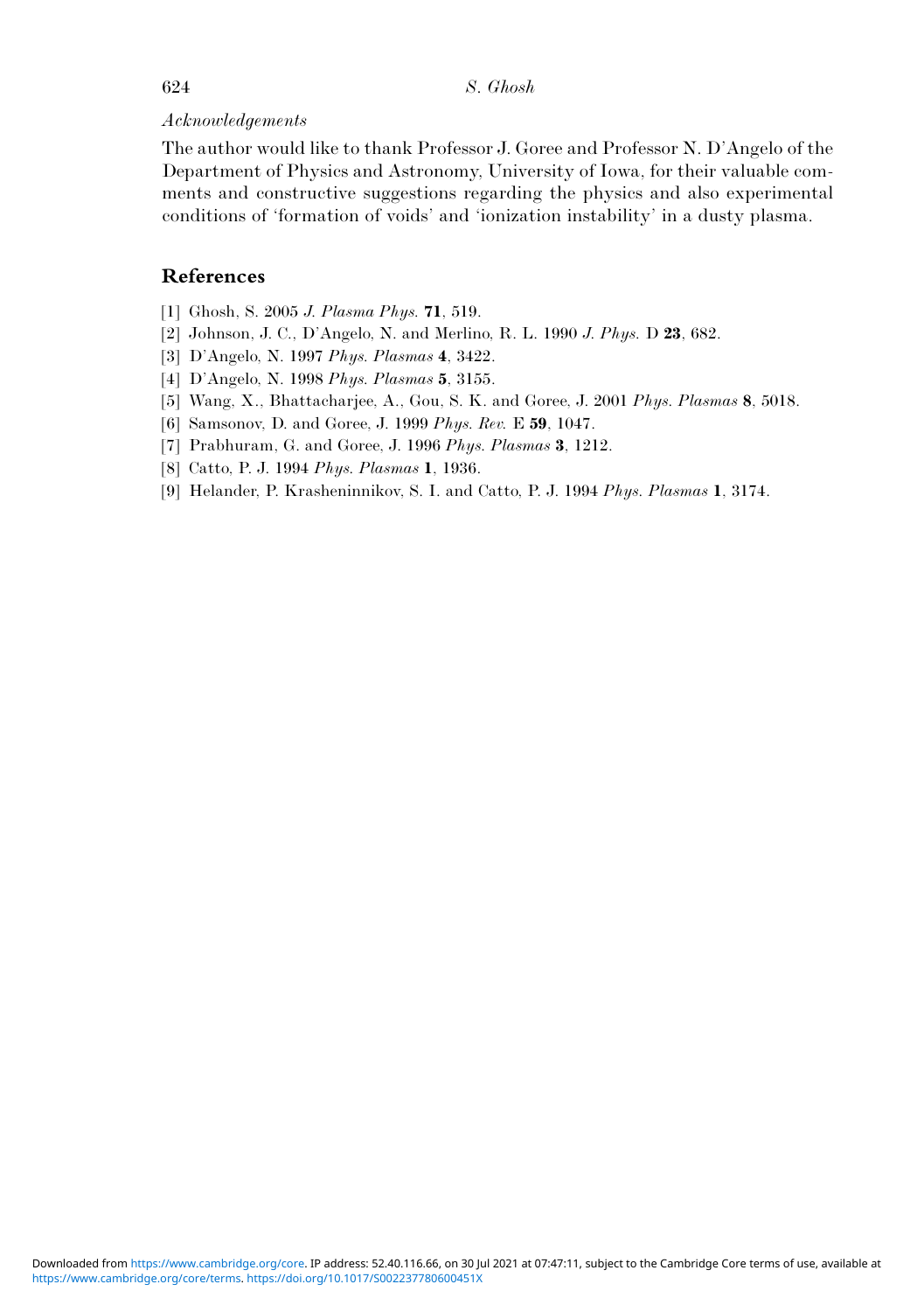*Acknowledgements*

The author would like to thank Professor J. Goree and Professor N. D'Angelo of the Department of Physics and Astronomy, University of Iowa, for their valuable comments and constructive suggestions regarding the physics and also experimental conditions of 'formation of voids' and 'ionization instability' in a dusty plasma.

## References

[1] Ghosh, S. 2005 *J. Plasma Phys.* **71**, 519.

[2] Johnson, J. C., D'Angelo, N. and Merlino, R. L. 1990 *J. Phys.* D **23**, 682.

[3] D'Angelo, N. 1997 *Phys. Plasmas* **4**, 3422.

[4] D'Angelo, N. 1998 *Phys. Plasmas* **5**, 3155.

[5] Wang, X., Bhattacharjee, A., Gou, S. K. and Goree, J. 2001 *Phys. Plasmas* **8**, 5018.

[6] Samsonov, D. and Goree, J. 1999 *Phys. Rev.* E **59**, 1047.

[7] Prabhuram, G. and Goree, J. 1996 *Phys. Plasmas* **3**, 1212.

[8] Catto, P. J. 1994 *Phys. Plasmas* **1**, 1936.

[9] Helander, P. Krasheninnikov, S. I. and Catto, P. J. 1994 *Phys. Plasmas* **1**, 3174.